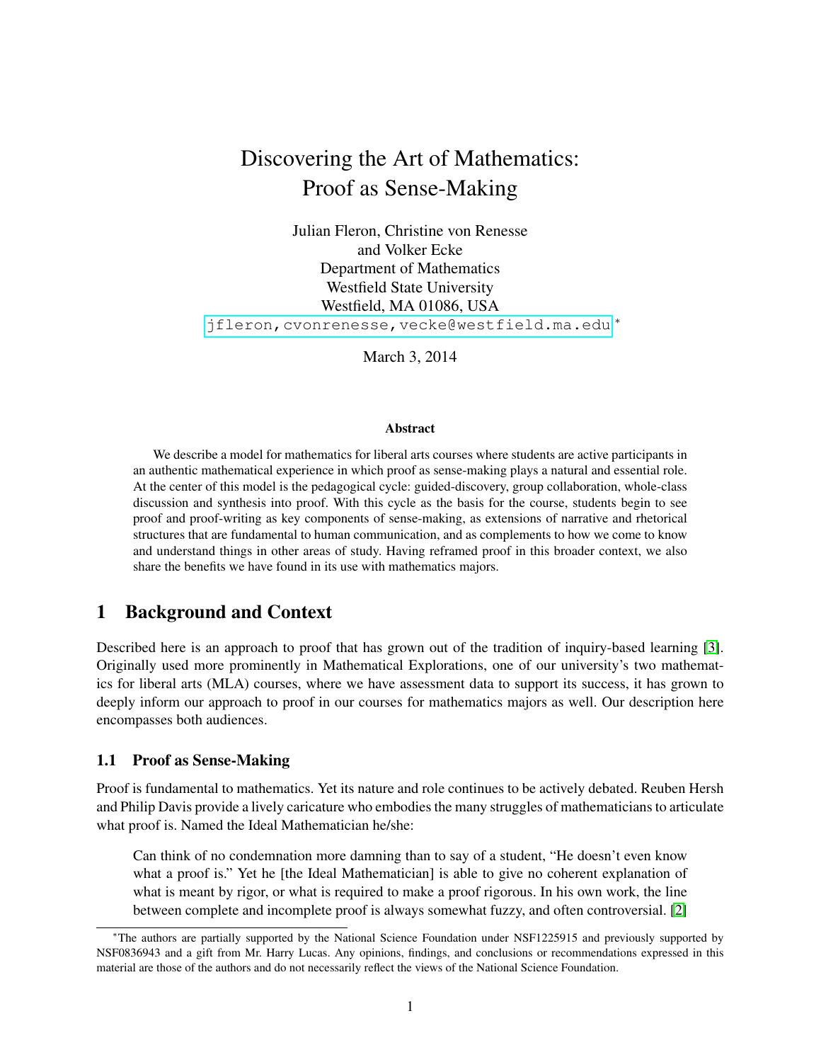# Discovering the Art of Mathematics: Proof as Sense-Making

Julian Fleron, Christine von Renesse
and Volker Ecke
Department of Mathematics
Westfield State University
Westfield, MA 01086, USA
jfleron,cvonrenesse,vecke@westfield.ma.edu*

March 3, 2014

### Abstract

We describe a model for mathematics for liberal arts courses where students are active participants in an authentic mathematical experience in which proof as sense-making plays a natural and essential role. At the center of this model is the pedagogical cycle: guided-discovery, group collaboration, whole-class discussion and synthesis into proof. With this cycle as the basis for the course, students begin to see proof and proof-writing as key components of sense-making, as extensions of narrative and rhetorical structures that are fundamental to human communication, and as complements to how we come to know and understand things in other areas of study. Having reframed proof in this broader context, we also share the benefits we have found in its use with mathematics majors.

## 1 Background and Context

Described here is an approach to proof that has grown out of the tradition of inquiry-based learning [3]. Originally used more prominently in Mathematical Explorations, one of our university's two mathematics for liberal arts (MLA) courses, where we have assessment data to support its success, it has grown to deeply inform our approach to proof in our courses for mathematics majors as well. Our description here encompasses both audiences.

### 1.1 Proof as Sense-Making

Proof is fundamental to mathematics. Yet its nature and role continues to be actively debated. Reuben Hersh and Philip Davis provide a lively caricature who embodies the many struggles of mathematicians to articulate what proof is. Named the Ideal Mathematician he/she:

> Can think of no condemnation more damning than to say of a student, "He doesn't even know what a proof is." Yet he [the Ideal Mathematician] is able to give no coherent explanation of what is meant by rigor, or what is required to make a proof rigorous. In his own work, the line between complete and incomplete proof is always somewhat fuzzy, and often controversial. [2]

*The authors are partially supported by the National Science Foundation under NSF1225915 and previously supported by NSF0836943 and a gift from Mr. Harry Lucas. Any opinions, findings, and conclusions or recommendations expressed in this material are those of the authors and do not necessarily reflect the views of the National Science Foundation.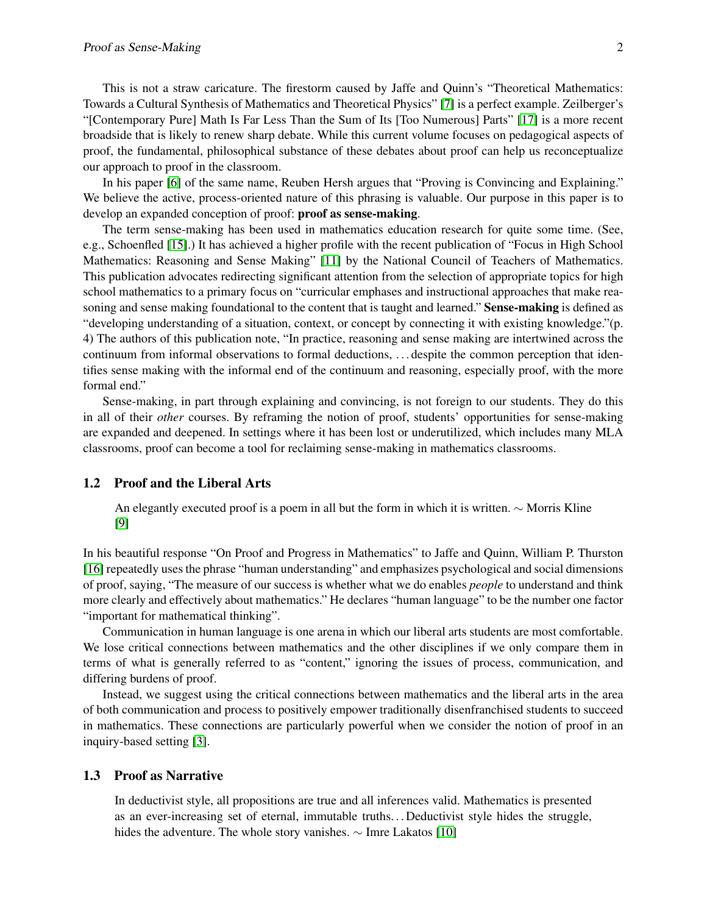This is not a straw caricature. The firestorm caused by Jaffe and Quinn's "Theoretical Mathematics: Towards a Cultural Synthesis of Mathematics and Theoretical Physics" [7] is a perfect example. Zeilberger's "[Contemporary Pure] Math Is Far Less Than the Sum of Its [Too Numerous] Parts" [17] is a more recent broadside that is likely to renew sharp debate. While this current volume focuses on pedagogical aspects of proof, the fundamental, philosophical substance of these debates about proof can help us reconceptualize our approach to proof in the classroom.

In his paper [6] of the same name, Reuben Hersh argues that "Proving is Convincing and Explaining." We believe the active, process-oriented nature of this phrasing is valuable. Our purpose in this paper is to develop an expanded conception of proof: **proof as sense-making**.

The term sense-making has been used in mathematics education research for quite some time. (See, e.g., Schoenfled [15].) It has achieved a higher profile with the recent publication of "Focus in High School Mathematics: Reasoning and Sense Making" [11] by the National Council of Teachers of Mathematics. This publication advocates redirecting significant attention from the selection of appropriate topics for high school mathematics to a primary focus on "curricular emphases and instructional approaches that make reasoning and sense making foundational to the content that is taught and learned." **Sense-making** is defined as "developing understanding of a situation, context, or concept by connecting it with existing knowledge."(p. 4) The authors of this publication note, "In practice, reasoning and sense making are intertwined across the continuum from informal observations to formal deductions, . . . despite the common perception that identifies sense making with the informal end of the continuum and reasoning, especially proof, with the more formal end."

Sense-making, in part through explaining and convincing, is not foreign to our students. They do this in all of their *other* courses. By reframing the notion of proof, students' opportunities for sense-making are expanded and deepened. In settings where it has been lost or underutilized, which includes many MLA classrooms, proof can become a tool for reclaiming sense-making in mathematics classrooms.

## 1.2 Proof and the Liberal Arts

> An elegantly executed proof is a poem in all but the form in which it is written. ∼ Morris Kline [9]

In his beautiful response "On Proof and Progress in Mathematics" to Jaffe and Quinn, William P. Thurston [16] repeatedly uses the phrase "human understanding" and emphasizes psychological and social dimensions of proof, saying, "The measure of our success is whether what we do enables *people* to understand and think more clearly and effectively about mathematics." He declares "human language" to be the number one factor "important for mathematical thinking".

Communication in human language is one arena in which our liberal arts students are most comfortable. We lose critical connections between mathematics and the other disciplines if we only compare them in terms of what is generally referred to as "content," ignoring the issues of process, communication, and differing burdens of proof.

Instead, we suggest using the critical connections between mathematics and the liberal arts in the area of both communication and process to positively empower traditionally disenfranchised students to succeed in mathematics. These connections are particularly powerful when we consider the notion of proof in an inquiry-based setting [3].

## 1.3 Proof as Narrative

> In deductivist style, all propositions are true and all inferences valid. Mathematics is presented as an ever-increasing set of eternal, immutable truths. . . Deductivist style hides the struggle, hides the adventure. The whole story vanishes. ∼ Imre Lakatos [10]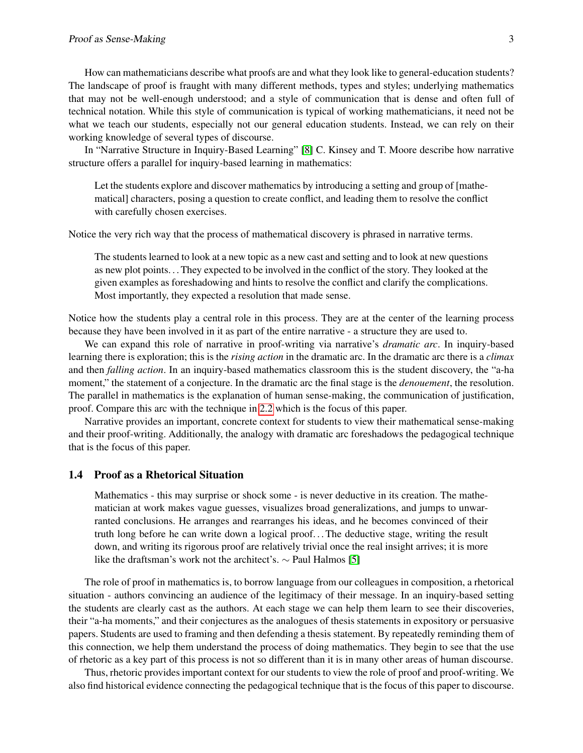How can mathematicians describe what proofs are and what they look like to general-education students? The landscape of proof is fraught with many different methods, types and styles; underlying mathematics that may not be well-enough understood; and a style of communication that is dense and often full of technical notation. While this style of communication is typical of working mathematicians, it need not be what we teach our students, especially not our general education students. Instead, we can rely on their working knowledge of several types of discourse.

In "Narrative Structure in Inquiry-Based Learning" [8] C. Kinsey and T. Moore describe how narrative structure offers a parallel for inquiry-based learning in mathematics:

> Let the students explore and discover mathematics by introducing a setting and group of [mathematical] characters, posing a question to create conflict, and leading them to resolve the conflict with carefully chosen exercises.

Notice the very rich way that the process of mathematical discovery is phrased in narrative terms.

> The students learned to look at a new topic as a new cast and setting and to look at new questions as new plot points... They expected to be involved in the conflict of the story. They looked at the given examples as foreshadowing and hints to resolve the conflict and clarify the complications. Most importantly, they expected a resolution that made sense.

Notice how the students play a central role in this process. They are at the center of the learning process because they have been involved in it as part of the entire narrative - a structure they are used to.

We can expand this role of narrative in proof-writing via narrative's *dramatic arc*. In inquiry-based learning there is exploration; this is the *rising action* in the dramatic arc. In the dramatic arc there is a *climax* and then *falling action*. In an inquiry-based mathematics classroom this is the student discovery, the "a-ha moment," the statement of a conjecture. In the dramatic arc the final stage is the *denouement*, the resolution. The parallel in mathematics is the explanation of human sense-making, the communication of justification, proof. Compare this arc with the technique in 2.2 which is the focus of this paper.

Narrative provides an important, concrete context for students to view their mathematical sense-making and their proof-writing. Additionally, the analogy with dramatic arc foreshadows the pedagogical technique that is the focus of this paper.

### 1.4 Proof as a Rhetorical Situation

> Mathematics - this may surprise or shock some - is never deductive in its creation. The mathematician at work makes vague guesses, visualizes broad generalizations, and jumps to unwarranted conclusions. He arranges and rearranges his ideas, and he becomes convinced of their truth long before he can write down a logical proof... The deductive stage, writing the result down, and writing its rigorous proof are relatively trivial once the real insight arrives; it is more like the draftsman's work not the architect's. ∼ Paul Halmos [5]

The role of proof in mathematics is, to borrow language from our colleagues in composition, a rhetorical situation - authors convincing an audience of the legitimacy of their message. In an inquiry-based setting the students are clearly cast as the authors. At each stage we can help them learn to see their discoveries, their "a-ha moments," and their conjectures as the analogues of thesis statements in expository or persuasive papers. Students are used to framing and then defending a thesis statement. By repeatedly reminding them of this connection, we help them understand the process of doing mathematics. They begin to see that the use of rhetoric as a key part of this process is not so different than it is in many other areas of human discourse.

Thus, rhetoric provides important context for our students to view the role of proof and proof-writing. We also find historical evidence connecting the pedagogical technique that is the focus of this paper to discourse.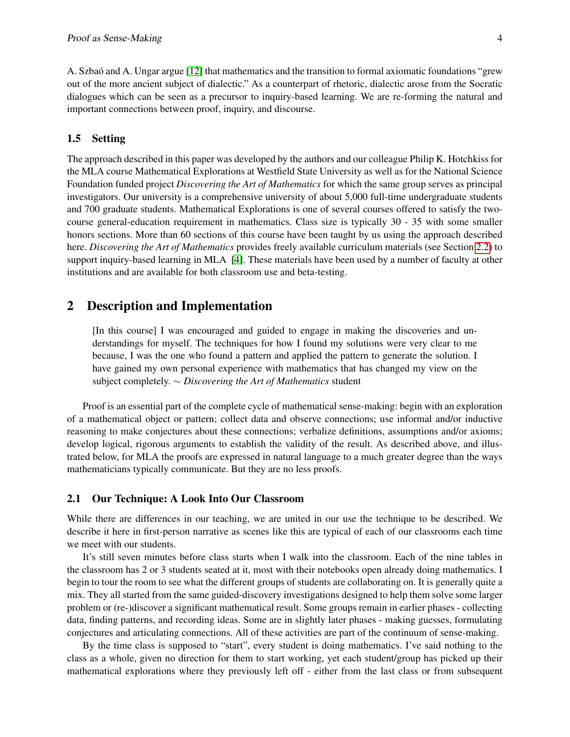A. Szbaó and A. Ungar argue [12] that mathematics and the transition to formal axiomatic foundations "grew out of the more ancient subject of dialectic." As a counterpart of rhetoric, dialectic arose from the Socratic dialogues which can be seen as a precursor to inquiry-based learning. We are re-forming the natural and important connections between proof, inquiry, and discourse.

### 1.5 Setting

The approach described in this paper was developed by the authors and our colleague Philip K. Hotchkiss for the MLA course Mathematical Explorations at Westfield State University as well as for the National Science Foundation funded project *Discovering the Art of Mathematics* for which the same group serves as principal investigators. Our university is a comprehensive university of about 5,000 full-time undergraduate students and 700 graduate students. Mathematical Explorations is one of several courses offered to satisfy the two-course general-education requirement in mathematics. Class size is typically 30 - 35 with some smaller honors sections. More than 60 sections of this course have been taught by us using the approach described here. *Discovering the Art of Mathematics* provides freely available curriculum materials (see Section 2.2) to support inquiry-based learning in MLA [4]. These materials have been used by a number of faculty at other institutions and are available for both classroom use and beta-testing.

## 2 Description and Implementation

> [In this course] I was encouraged and guided to engage in making the discoveries and understandings for myself. The techniques for how I found my solutions were very clear to me because, I was the one who found a pattern and applied the pattern to generate the solution. I have gained my own personal experience with mathematics that has changed my view on the subject completely. ∼ *Discovering the Art of Mathematics* student

Proof is an essential part of the complete cycle of mathematical sense-making: begin with an exploration of a mathematical object or pattern; collect data and observe connections; use informal and/or inductive reasoning to make conjectures about these connections; verbalize definitions, assumptions and/or axioms; develop logical, rigorous arguments to establish the validity of the result. As described above, and illustrated below, for MLA the proofs are expressed in natural language to a much greater degree than the ways mathematicians typically communicate. But they are no less proofs.

### 2.1 Our Technique: A Look Into Our Classroom

While there are differences in our teaching, we are united in our use the technique to be described. We describe it here in first-person narrative as scenes like this are typical of each of our classrooms each time we meet with our students.

It's still seven minutes before class starts when I walk into the classroom. Each of the nine tables in the classroom has 2 or 3 students seated at it, most with their notebooks open already doing mathematics. I begin to tour the room to see what the different groups of students are collaborating on. It is generally quite a mix. They all started from the same guided-discovery investigations designed to help them solve some larger problem or (re-)discover a significant mathematical result. Some groups remain in earlier phases - collecting data, finding patterns, and recording ideas. Some are in slightly later phases - making guesses, formulating conjectures and articulating connections. All of these activities are part of the continuum of sense-making.

By the time class is supposed to "start", every student is doing mathematics. I've said nothing to the class as a whole, given no direction for them to start working, yet each student/group has picked up their mathematical explorations where they previously left off - either from the last class or from subsequent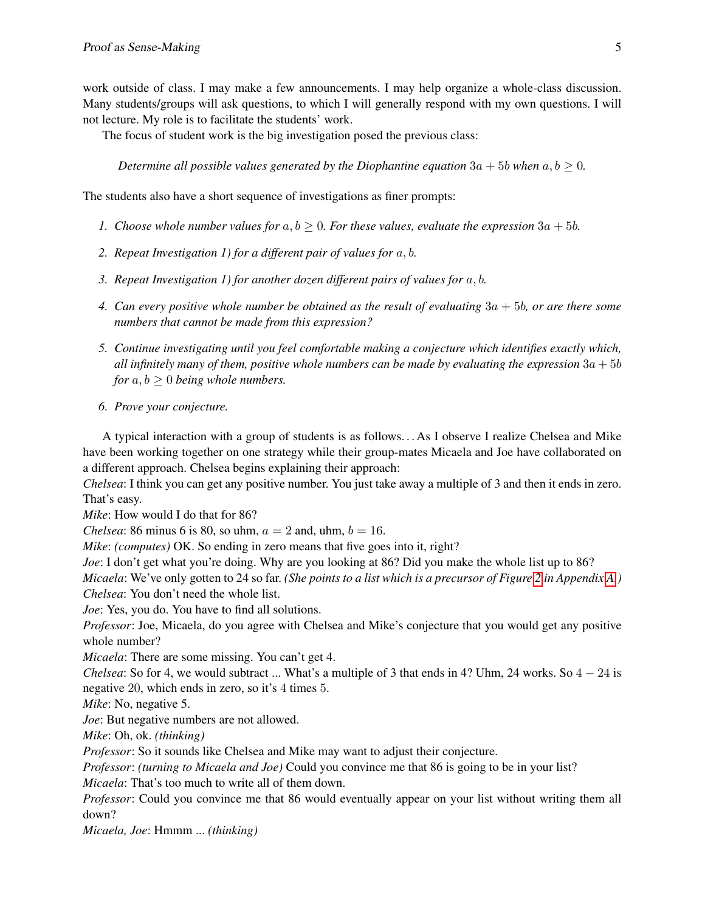work outside of class. I may make a few announcements. I may help organize a whole-class discussion. Many students/groups will ask questions, to which I will generally respond with my own questions. I will not lecture. My role is to facilitate the students' work.

The focus of student work is the big investigation posed the previous class:

> *Determine all possible values generated by the Diophantine equation $3a + 5b$ when $a, b \geq 0$.*

The students also have a short sequence of investigations as finer prompts:

1. *Choose whole number values for $a, b \geq 0$. For these values, evaluate the expression $3a + 5b$.*
2. *Repeat Investigation 1) for a different pair of values for $a, b$.*
3. *Repeat Investigation 1) for another dozen different pairs of values for $a, b$.*
4. *Can every positive whole number be obtained as the result of evaluating $3a + 5b$, or are there some numbers that cannot be made from this expression?*
5. *Continue investigating until you feel comfortable making a conjecture which identifies exactly which, all infinitely many of them, positive whole numbers can be made by evaluating the expression $3a + 5b$ for $a, b \geq 0$ being whole numbers.*
6. *Prove your conjecture.*

A typical interaction with a group of students is as follows. . . As I observe I realize Chelsea and Mike have been working together on one strategy while their group-mates Micaela and Joe have collaborated on a different approach. Chelsea begins explaining their approach:

*Chelsea*: I think you can get any positive number. You just take away a multiple of 3 and then it ends in zero. That's easy.

*Mike*: How would I do that for 86?

*Chelsea*: 86 minus 6 is 80, so uhm, $a = 2$ and, uhm, $b = 16$.

*Mike*: *(computes)* OK. So ending in zero means that five goes into it, right?

*Joe*: I don't get what you're doing. Why are you looking at 86? Did you make the whole list up to 86?

*Micaela*: We've only gotten to 24 so far. *(She points to a list which is a precursor of Figure 2 in Appendix A.)*

*Chelsea*: You don't need the whole list.

*Joe*: Yes, you do. You have to find all solutions.

*Professor*: Joe, Micaela, do you agree with Chelsea and Mike's conjecture that you would get any positive whole number?

*Micaela*: There are some missing. You can't get 4.

*Chelsea*: So for 4, we would subtract ... What's a multiple of 3 that ends in 4? Uhm, 24 works. So $4 - 24$ is negative 20, which ends in zero, so it's 4 times 5.

*Mike*: No, negative 5.

*Joe*: But negative numbers are not allowed.

*Mike*: Oh, ok. *(thinking)*

*Professor*: So it sounds like Chelsea and Mike may want to adjust their conjecture.

*Professor*: *(turning to Micaela and Joe)* Could you convince me that 86 is going to be in your list?

*Micaela*: That's too much to write all of them down.

*Professor*: Could you convince me that 86 would eventually appear on your list without writing them all down?

*Micaela, Joe*: Hmmm ... *(thinking)*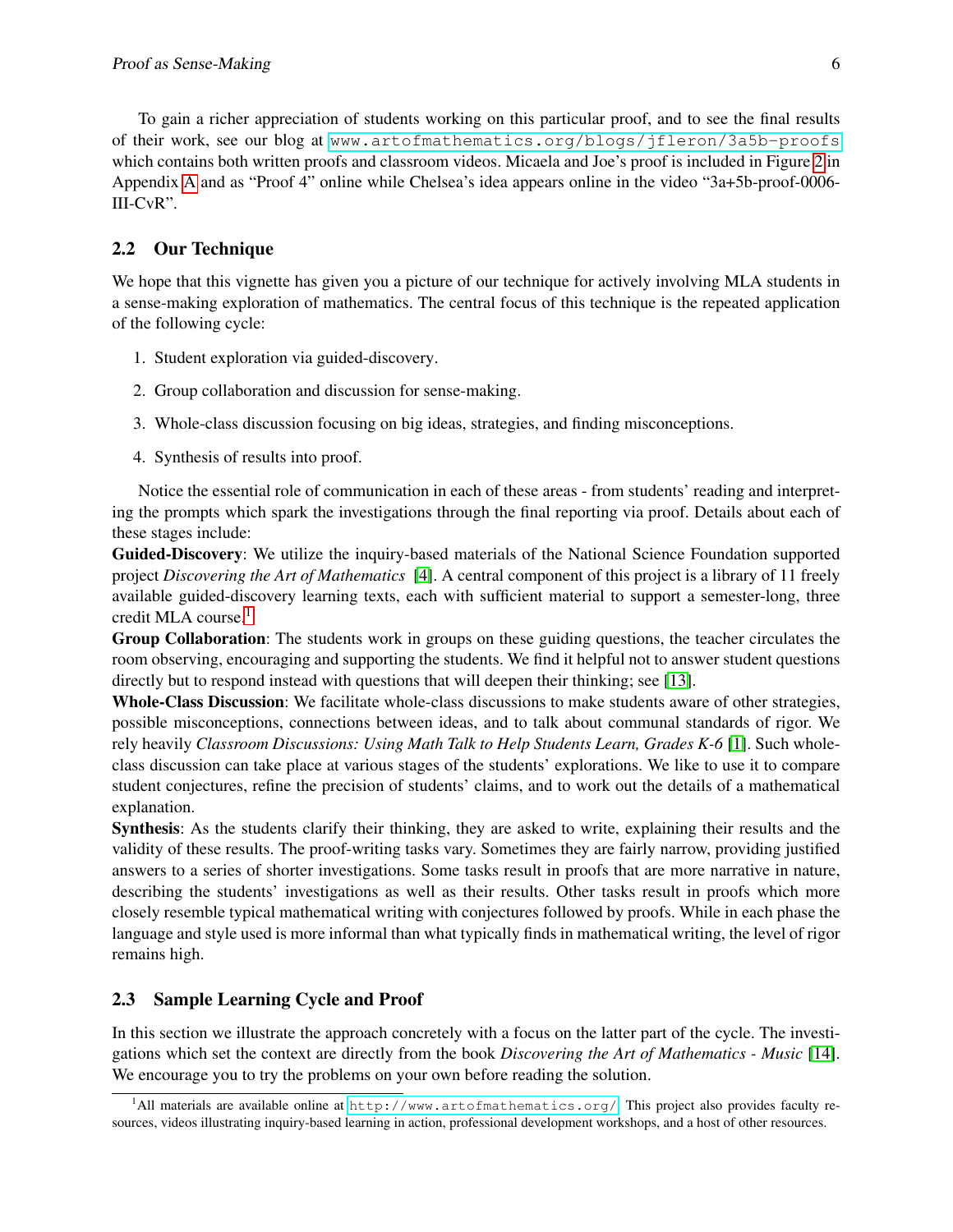To gain a richer appreciation of students working on this particular proof, and to see the final results of their work, see our blog at www.artofmathematics.org/blogs/jfleron/3a5b-proofs which contains both written proofs and classroom videos. Micaela and Joe's proof is included in Figure 2 in Appendix A and as "Proof 4" online while Chelsea's idea appears online in the video "3a+5b-proof-0006-III-CvR".

### 2.2 Our Technique

We hope that this vignette has given you a picture of our technique for actively involving MLA students in a sense-making exploration of mathematics. The central focus of this technique is the repeated application of the following cycle:

1. Student exploration via guided-discovery.
2. Group collaboration and discussion for sense-making.
3. Whole-class discussion focusing on big ideas, strategies, and finding misconceptions.
4. Synthesis of results into proof.

Notice the essential role of communication in each of these areas - from students' reading and interpreting the prompts which spark the investigations through the final reporting via proof. Details about each of these stages include:

**Guided-Discovery**: We utilize the inquiry-based materials of the National Science Foundation supported project *Discovering the Art of Mathematics* [4]. A central component of this project is a library of 11 freely available guided-discovery learning texts, each with sufficient material to support a semester-long, three credit MLA course.[1]

**Group Collaboration**: The students work in groups on these guiding questions, the teacher circulates the room observing, encouraging and supporting the students. We find it helpful not to answer student questions directly but to respond instead with questions that will deepen their thinking; see [13].

**Whole-Class Discussion**: We facilitate whole-class discussions to make students aware of other strategies, possible misconceptions, connections between ideas, and to talk about communal standards of rigor. We rely heavily *Classroom Discussions: Using Math Talk to Help Students Learn, Grades K-6* [1]. Such whole-class discussion can take place at various stages of the students' explorations. We like to use it to compare student conjectures, refine the precision of students' claims, and to work out the details of a mathematical explanation.

**Synthesis**: As the students clarify their thinking, they are asked to write, explaining their results and the validity of these results. The proof-writing tasks vary. Sometimes they are fairly narrow, providing justified answers to a series of shorter investigations. Some tasks result in proofs that are more narrative in nature, describing the students' investigations as well as their results. Other tasks result in proofs which more closely resemble typical mathematical writing with conjectures followed by proofs. While in each phase the language and style used is more informal than what typically finds in mathematical writing, the level of rigor remains high.

### 2.3 Sample Learning Cycle and Proof

In this section we illustrate the approach concretely with a focus on the latter part of the cycle. The investigations which set the context are directly from the book *Discovering the Art of Mathematics - Music* [14]. We encourage you to try the problems on your own before reading the solution.

---

[1] All materials are available online at http://www.artofmathematics.org/. This project also provides faculty resources, videos illustrating inquiry-based learning in action, professional development workshops, and a host of other resources.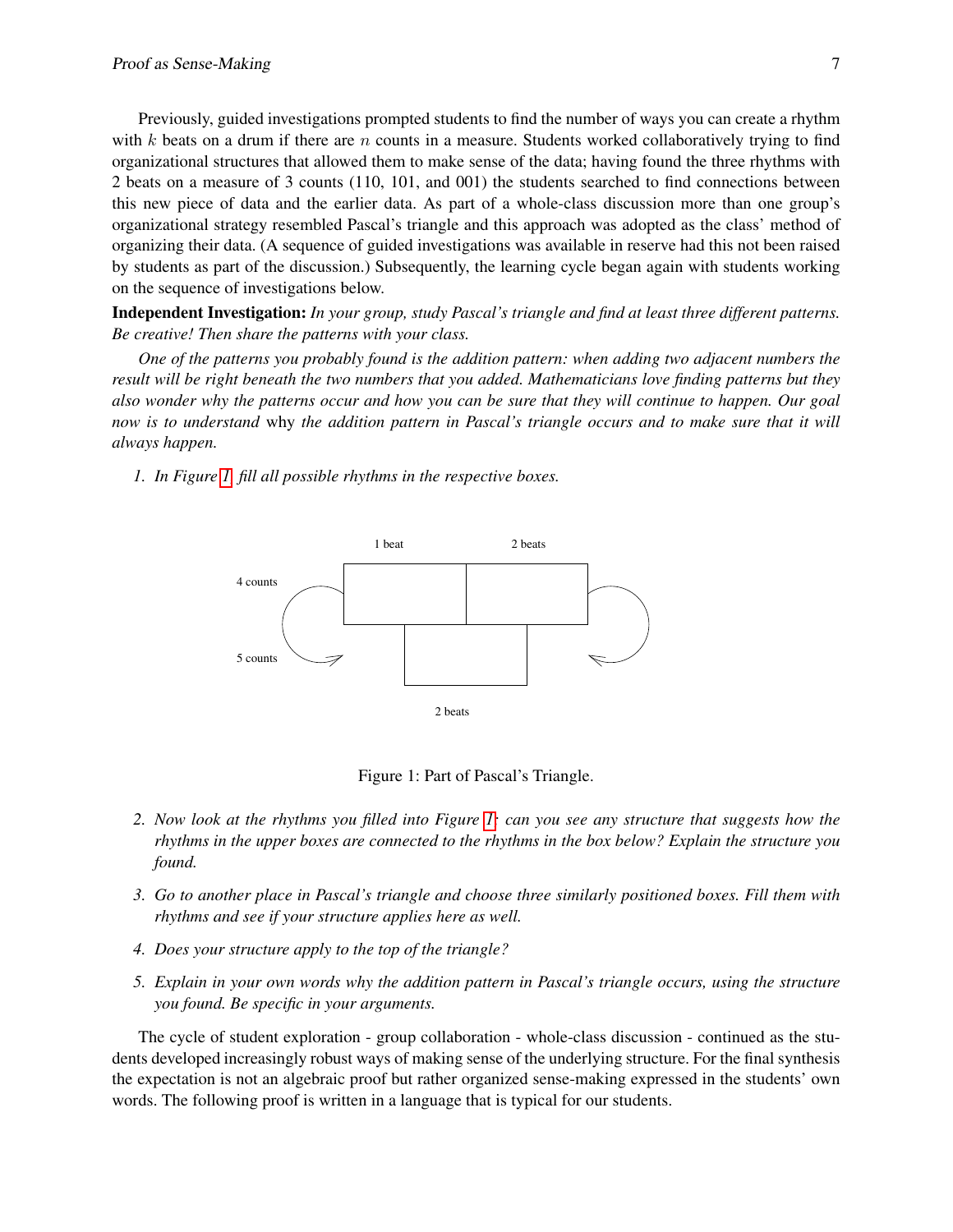Previously, guided investigations prompted students to find the number of ways you can create a rhythm with $k$ beats on a drum if there are $n$ counts in a measure. Students worked collaboratively trying to find organizational structures that allowed them to make sense of the data; having found the three rhythms with 2 beats on a measure of 3 counts (110, 101, and 001) the students searched to find connections between this new piece of data and the earlier data. As part of a whole-class discussion more than one group's organizational strategy resembled Pascal's triangle and this approach was adopted as the class' method of organizing their data. (A sequence of guided investigations was available in reserve had this not been raised by students as part of the discussion.) Subsequently, the learning cycle began again with students working on the sequence of investigations below.

**Independent Investigation:** *In your group, study Pascal's triangle and find at least three different patterns. Be creative! Then share the patterns with your class.*

*One of the patterns you probably found is the addition pattern: when adding two adjacent numbers the result will be right beneath the two numbers that you added. Mathematicians love finding patterns but they also wonder why the patterns occur and how you can be sure that they will continue to happen. Our goal now is to understand* why *the addition pattern in Pascal's triangle occurs and to make sure that it will always happen.*

1. *In Figure 1, fill all possible rhythms in the respective boxes.*

1 beat | 2 beats

4 counts

5 counts

2 beats

Figure 1: Part of Pascal's Triangle.

2. *Now look at the rhythms you filled into Figure 1: can you see any structure that suggests how the rhythms in the upper boxes are connected to the rhythms in the box below? Explain the structure you found.*

3. *Go to another place in Pascal's triangle and choose three similarly positioned boxes. Fill them with rhythms and see if your structure applies here as well.*

4. *Does your structure apply to the top of the triangle?*

5. *Explain in your own words why the addition pattern in Pascal's triangle occurs, using the structure you found. Be specific in your arguments.*

The cycle of student exploration - group collaboration - whole-class discussion - continued as the students developed increasingly robust ways of making sense of the underlying structure. For the final synthesis the expectation is not an algebraic proof but rather organized sense-making expressed in the students' own words. The following proof is written in a language that is typical for our students.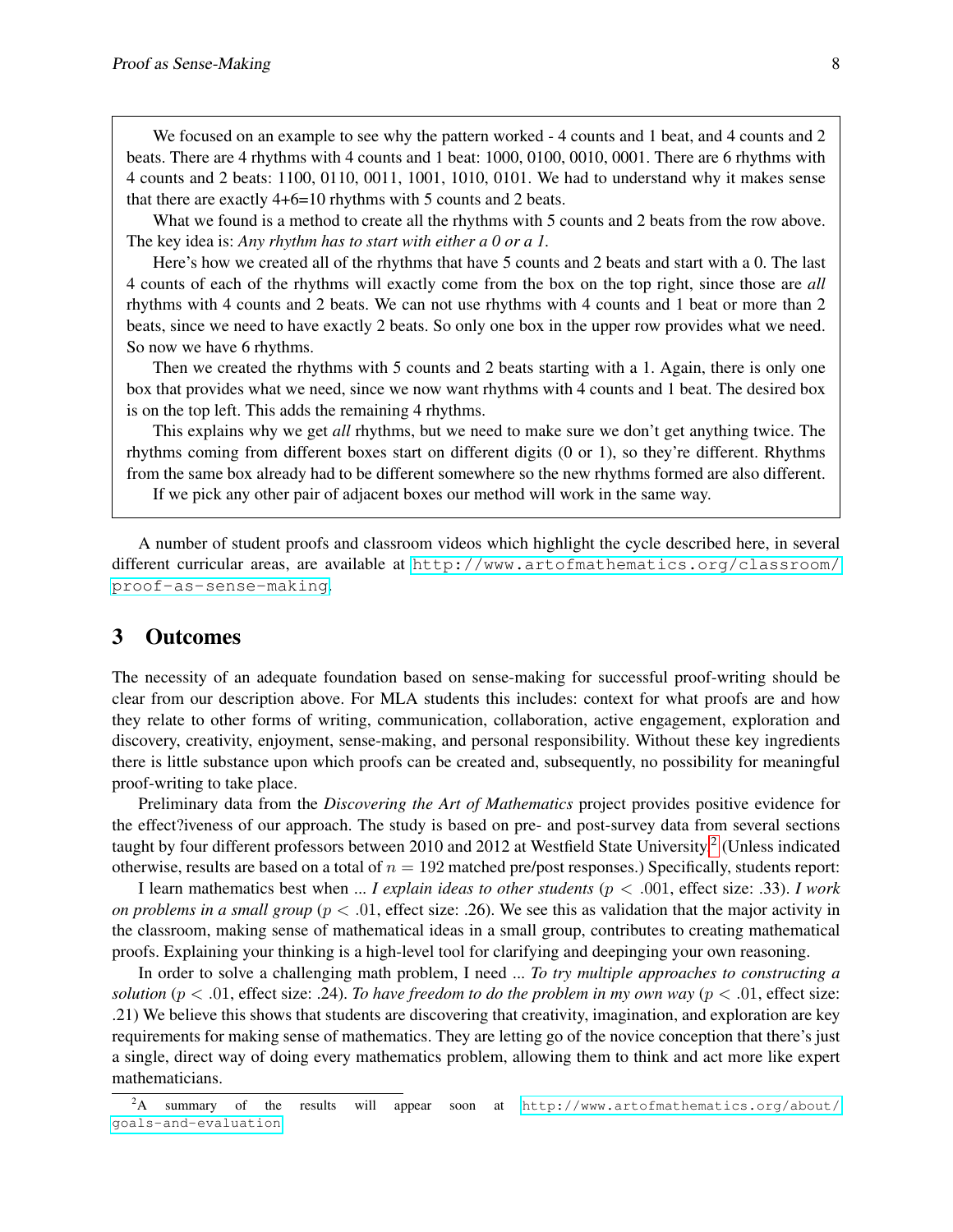> We focused on an example to see why the pattern worked - 4 counts and 1 beat, and 4 counts and 2 beats. There are 4 rhythms with 4 counts and 1 beat: 1000, 0100, 0010, 0001. There are 6 rhythms with 4 counts and 2 beats: 1100, 0110, 0011, 1001, 1010, 0101. We had to understand why it makes sense that there are exactly 4+6=10 rhythms with 5 counts and 2 beats.
>
> What we found is a method to create all the rhythms with 5 counts and 2 beats from the row above. The key idea is: *Any rhythm has to start with either a 0 or a 1.*
>
> Here's how we created all of the rhythms that have 5 counts and 2 beats and start with a 0. The last 4 counts of each of the rhythms will exactly come from the box on the top right, since those are *all* rhythms with 4 counts and 2 beats. We can not use rhythms with 4 counts and 1 beat or more than 2 beats, since we need to have exactly 2 beats. So only one box in the upper row provides what we need. So now we have 6 rhythms.
>
> Then we created the rhythms with 5 counts and 2 beats starting with a 1. Again, there is only one box that provides what we need, since we now want rhythms with 4 counts and 1 beat. The desired box is on the top left. This adds the remaining 4 rhythms.
>
> This explains why we get *all* rhythms, but we need to make sure we don't get anything twice. The rhythms coming from different boxes start on different digits (0 or 1), so they're different. Rhythms from the same box already had to be different somewhere so the new rhythms formed are also different.
>
> If we pick any other pair of adjacent boxes our method will work in the same way.

A number of student proofs and classroom videos which highlight the cycle described here, in several different curricular areas, are available at http://www.artofmathematics.org/classroom/proof-as-sense-making.

## 3 Outcomes

The necessity of an adequate foundation based on sense-making for successful proof-writing should be clear from our description above. For MLA students this includes: context for what proofs are and how they relate to other forms of writing, communication, collaboration, active engagement, exploration and discovery, creativity, enjoyment, sense-making, and personal responsibility. Without these key ingredients there is little substance upon which proofs can be created and, subsequently, no possibility for meaningful proof-writing to take place.

Preliminary data from the *Discovering the Art of Mathematics* project provides positive evidence for the effect?iveness of our approach. The study is based on pre- and post-survey data from several sections taught by four different professors between 2010 and 2012 at Westfield State University.[2] (Unless indicated otherwise, results are based on a total of $n = 192$ matched pre/post responses.) Specifically, students report:

I learn mathematics best when ... *I explain ideas to other students* ($p < .001$, effect size: .33). *I work on problems in a small group* ($p < .01$, effect size: .26). We see this as validation that the major activity in the classroom, making sense of mathematical ideas in a small group, contributes to creating mathematical proofs. Explaining your thinking is a high-level tool for clarifying and deepening your own reasoning.

In order to solve a challenging math problem, I need ... *To try multiple approaches to constructing a solution* ($p < .01$, effect size: .24). *To have freedom to do the problem in my own way* ($p < .01$, effect size: .21) We believe this shows that students are discovering that creativity, imagination, and exploration are key requirements for making sense of mathematics. They are letting go of the novice conception that there's just a single, direct way of doing every mathematics problem, allowing them to think and act more like expert mathematicians.

[2] A summary of the results will appear soon at http://www.artofmathematics.org/about/goals-and-evaluation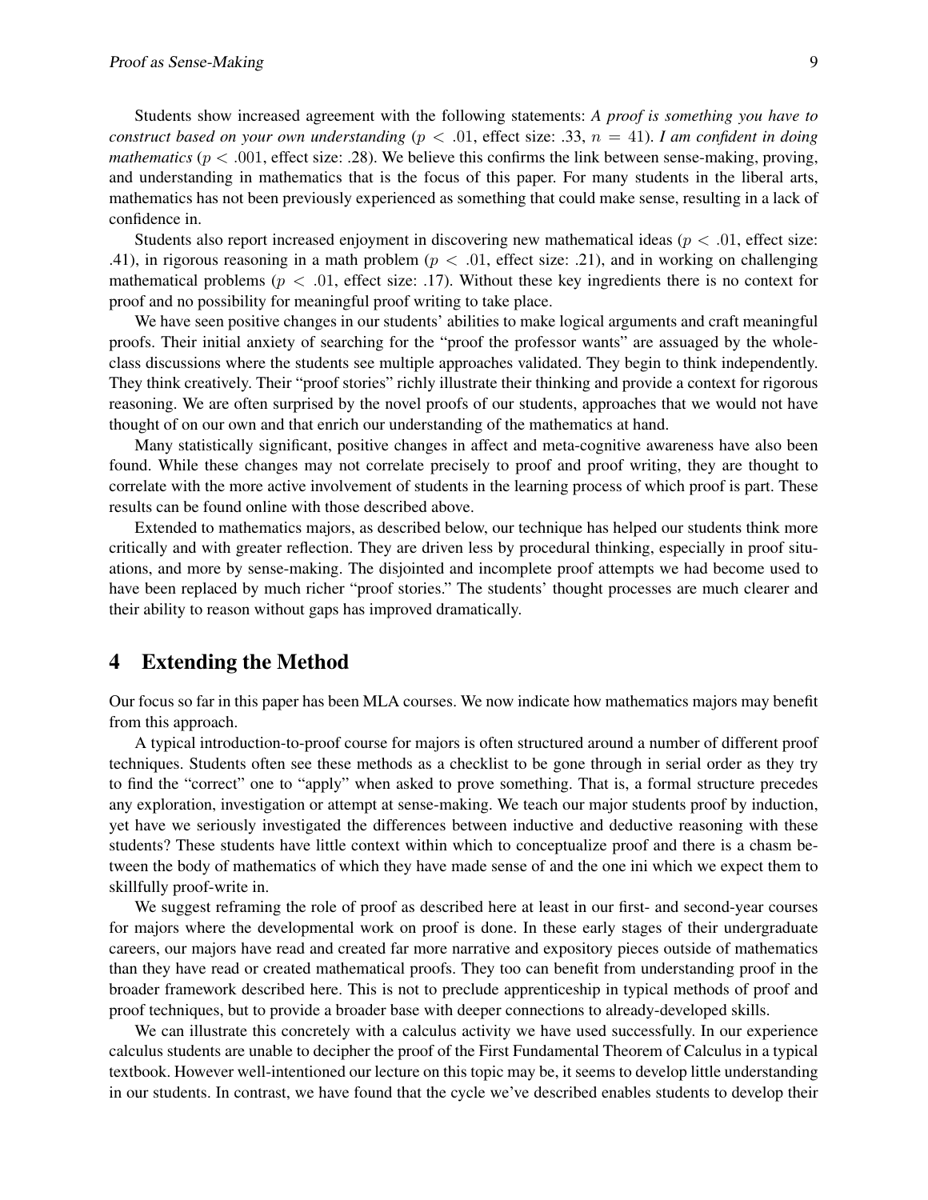Students show increased agreement with the following statements: *A proof is something you have to construct based on your own understanding* ($p < .01$, effect size: .33, $n = 41$). *I am confident in doing mathematics* ($p < .001$, effect size: .28). We believe this confirms the link between sense-making, proving, and understanding in mathematics that is the focus of this paper. For many students in the liberal arts, mathematics has not been previously experienced as something that could make sense, resulting in a lack of confidence in.

Students also report increased enjoyment in discovering new mathematical ideas ($p < .01$, effect size: .41), in rigorous reasoning in a math problem ($p < .01$, effect size: .21), and in working on challenging mathematical problems ($p < .01$, effect size: .17). Without these key ingredients there is no context for proof and no possibility for meaningful proof writing to take place.

We have seen positive changes in our students' abilities to make logical arguments and craft meaningful proofs. Their initial anxiety of searching for the "proof the professor wants" are assuaged by the whole-class discussions where the students see multiple approaches validated. They begin to think independently. They think creatively. Their "proof stories" richly illustrate their thinking and provide a context for rigorous reasoning. We are often surprised by the novel proofs of our students, approaches that we would not have thought of on our own and that enrich our understanding of the mathematics at hand.

Many statistically significant, positive changes in affect and meta-cognitive awareness have also been found. While these changes may not correlate precisely to proof and proof writing, they are thought to correlate with the more active involvement of students in the learning process of which proof is part. These results can be found online with those described above.

Extended to mathematics majors, as described below, our technique has helped our students think more critically and with greater reflection. They are driven less by procedural thinking, especially in proof situations, and more by sense-making. The disjointed and incomplete proof attempts we had become used to have been replaced by much richer "proof stories." The students' thought processes are much clearer and their ability to reason without gaps has improved dramatically.

## 4 Extending the Method

Our focus so far in this paper has been MLA courses. We now indicate how mathematics majors may benefit from this approach.

A typical introduction-to-proof course for majors is often structured around a number of different proof techniques. Students often see these methods as a checklist to be gone through in serial order as they try to find the "correct" one to "apply" when asked to prove something. That is, a formal structure precedes any exploration, investigation or attempt at sense-making. We teach our major students proof by induction, yet have we seriously investigated the differences between inductive and deductive reasoning with these students? These students have little context within which to conceptualize proof and there is a chasm between the body of mathematics of which they have made sense of and the one ini which we expect them to skillfully proof-write in.

We suggest reframing the role of proof as described here at least in our first- and second-year courses for majors where the developmental work on proof is done. In these early stages of their undergraduate careers, our majors have read and created far more narrative and expository pieces outside of mathematics than they have read or created mathematical proofs. They too can benefit from understanding proof in the broader framework described here. This is not to preclude apprenticeship in typical methods of proof and proof techniques, but to provide a broader base with deeper connections to already-developed skills.

We can illustrate this concretely with a calculus activity we have used successfully. In our experience calculus students are unable to decipher the proof of the First Fundamental Theorem of Calculus in a typical textbook. However well-intentioned our lecture on this topic may be, it seems to develop little understanding in our students. In contrast, we have found that the cycle we've described enables students to develop their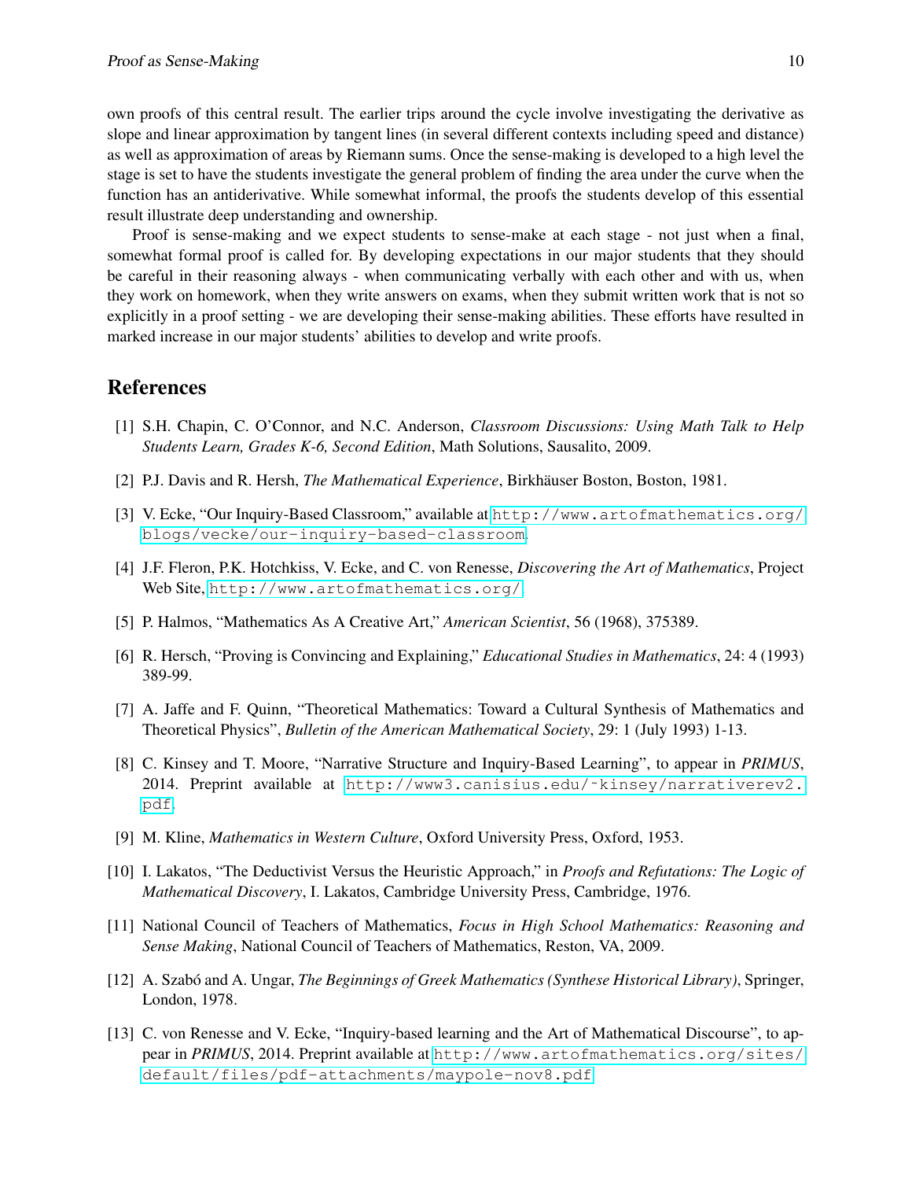own proofs of this central result. The earlier trips around the cycle involve investigating the derivative as slope and linear approximation by tangent lines (in several different contexts including speed and distance) as well as approximation of areas by Riemann sums. Once the sense-making is developed to a high level the stage is set to have the students investigate the general problem of finding the area under the curve when the function has an antiderivative. While somewhat informal, the proofs the students develop of this essential result illustrate deep understanding and ownership.

Proof is sense-making and we expect students to sense-make at each stage - not just when a final, somewhat formal proof is called for. By developing expectations in our major students that they should be careful in their reasoning always - when communicating verbally with each other and with us, when they work on homework, when they write answers on exams, when they submit written work that is not so explicitly in a proof setting - we are developing their sense-making abilities. These efforts have resulted in marked increase in our major students' abilities to develop and write proofs.

## References

[1] S.H. Chapin, C. O'Connor, and N.C. Anderson, *Classroom Discussions: Using Math Talk to Help Students Learn, Grades K-6, Second Edition*, Math Solutions, Sausalito, 2009.

[2] P.J. Davis and R. Hersh, *The Mathematical Experience*, Birkhäuser Boston, Boston, 1981.

[3] V. Ecke, "Our Inquiry-Based Classroom," available at http://www.artofmathematics.org/blogs/vecke/our-inquiry-based-classroom.

[4] J.F. Fleron, P.K. Hotchkiss, V. Ecke, and C. von Renesse, *Discovering the Art of Mathematics*, Project Web Site, http://www.artofmathematics.org/.

[5] P. Halmos, "Mathematics As A Creative Art," *American Scientist*, 56 (1968), 375389.

[6] R. Hersch, "Proving is Convincing and Explaining," *Educational Studies in Mathematics*, 24: 4 (1993) 389-99.

[7] A. Jaffe and F. Quinn, "Theoretical Mathematics: Toward a Cultural Synthesis of Mathematics and Theoretical Physics", *Bulletin of the American Mathematical Society*, 29: 1 (July 1993) 1-13.

[8] C. Kinsey and T. Moore, "Narrative Structure and Inquiry-Based Learning", to appear in *PRIMUS*, 2014. Preprint available at http://www3.canisius.edu/~kinsey/narrativerev2.pdf.

[9] M. Kline, *Mathematics in Western Culture*, Oxford University Press, Oxford, 1953.

[10] I. Lakatos, "The Deductivist Versus the Heuristic Approach," in *Proofs and Refutations: The Logic of Mathematical Discovery*, I. Lakatos, Cambridge University Press, Cambridge, 1976.

[11] National Council of Teachers of Mathematics, *Focus in High School Mathematics: Reasoning and Sense Making*, National Council of Teachers of Mathematics, Reston, VA, 2009.

[12] A. Szabó and A. Ungar, *The Beginnings of Greek Mathematics (Synthese Historical Library)*, Springer, London, 1978.

[13] C. von Renesse and V. Ecke, "Inquiry-based learning and the Art of Mathematical Discourse", to appear in *PRIMUS*, 2014. Preprint available at http://www.artofmathematics.org/sites/default/files/pdf-attachments/maypole-nov8.pdf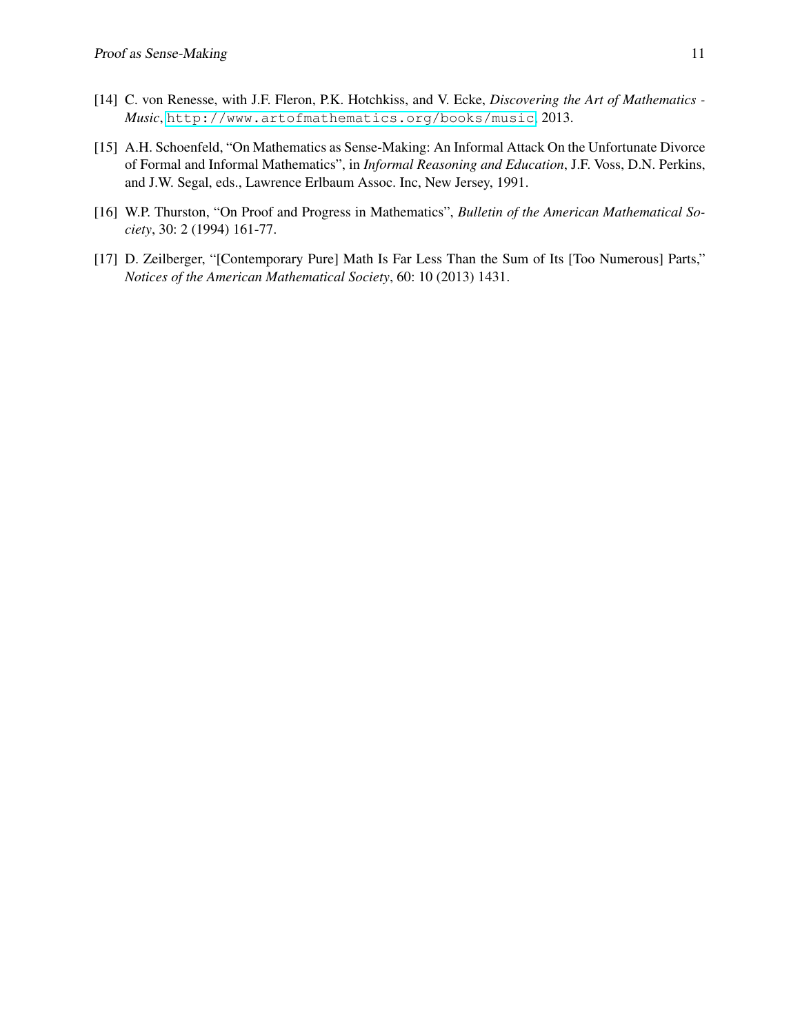[14] C. von Renesse, with J.F. Fleron, P.K. Hotchkiss, and V. Ecke, *Discovering the Art of Mathematics - Music*, http://www.artofmathematics.org/books/music, 2013.

[15] A.H. Schoenfeld, "On Mathematics as Sense-Making: An Informal Attack On the Unfortunate Divorce of Formal and Informal Mathematics", in *Informal Reasoning and Education*, J.F. Voss, D.N. Perkins, and J.W. Segal, eds., Lawrence Erlbaum Assoc. Inc, New Jersey, 1991.

[16] W.P. Thurston, "On Proof and Progress in Mathematics", *Bulletin of the American Mathematical Society*, 30: 2 (1994) 161-77.

[17] D. Zeilberger, "[Contemporary Pure] Math Is Far Less Than the Sum of Its [Too Numerous] Parts," *Notices of the American Mathematical Society*, 60: 10 (2013) 1431.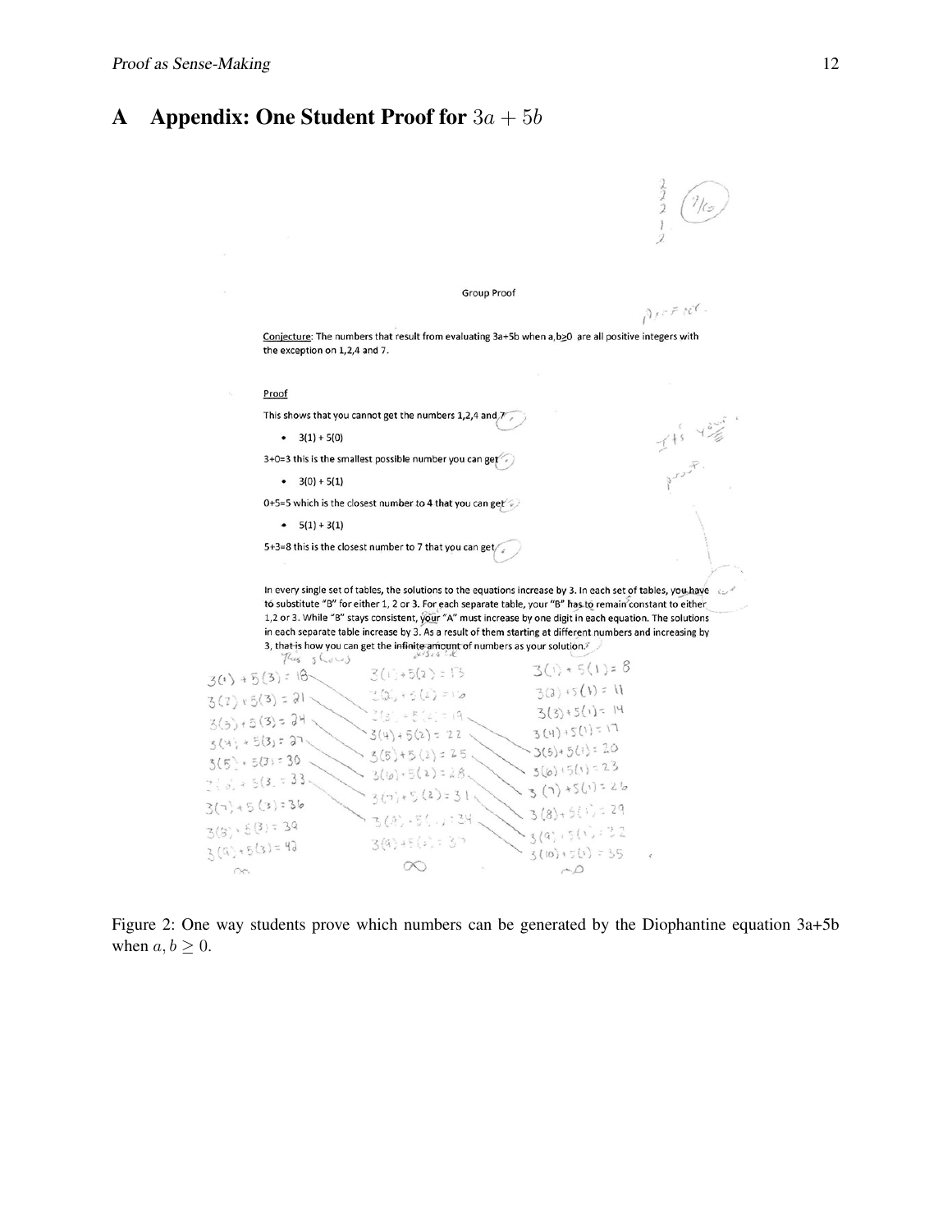## A Appendix: One Student Proof for $3a + 5b$

Group Proof

Conjecture: The numbers that result from evaluating 3a+5b when a,b≥0 are all positive integers with the exception on 1,2,4 and 7.

Proof

This shows that you cannot get the numbers 1,2,4 and 7

- 3(1) + 5(0)

3+0=3 this is the smallest possible number you can get

- 3(0) + 5(1)

0+5=5 which is the closest number to 4 that you can get

- 5(1) + 3(1)

5+3=8 this is the closest number to 7 that you can get

In every single set of tables, the solutions to the equations increase by 3. In each set of tables, you have to substitute "B" for either 1, 2 or 3. For each separate table, your "B" has to remain constant to either 1,2 or 3. While "B" stays consistent, your "A" must increase by one digit in each equation. The solutions in each separate table increase by 3. As a result of them starting at different numbers and increasing by 3, that is how you can get the infinite amount of numbers as your solution.

| | | |
|---|---|---|
| 3(1) + 5(3) = 18 | 3(1) + 5(2) = 13 | 3(1) + 5(1) = 8 |
| 3(2) + 5(3) = 21 | 3(2) + 5(2) = 16 | 3(2) + 5(1) = 11 |
| 3(3) + 5(3) = 24 | 3(3) + 5(2) = 19 | 3(3) + 5(1) = 14 |
| 3(4) + 5(3) = 27 | 3(4) + 5(2) = 22 | 3(4) + 5(1) = 17 |
| 3(5) + 5(3) = 30 | 3(5) + 5(2) = 25 | 3(5) + 5(1) = 20 |
| 3(6) + 5(3) = 33 | 3(6) + 5(2) = 28 | 3(6) + 5(1) = 23 |
| 3(7) + 5(3) = 36 | 3(7) + 5(2) = 31 | 3(7) + 5(1) = 26 |
| 3(8) + 5(3) = 39 | 3(8) + 5(2) = 34 | 3(8) + 5(1) = 29 |
| 3(9) + 5(3) = 42 | 3(9) + 5(2) = 37 | 3(9) + 5(1) = 32 |
| ∞ | ∞ | 3(10) + 5(1) = 35 |
| | | ∞ |

Figure 2: One way students prove which numbers can be generated by the Diophantine equation 3a+5b when $a, b \geq 0$.